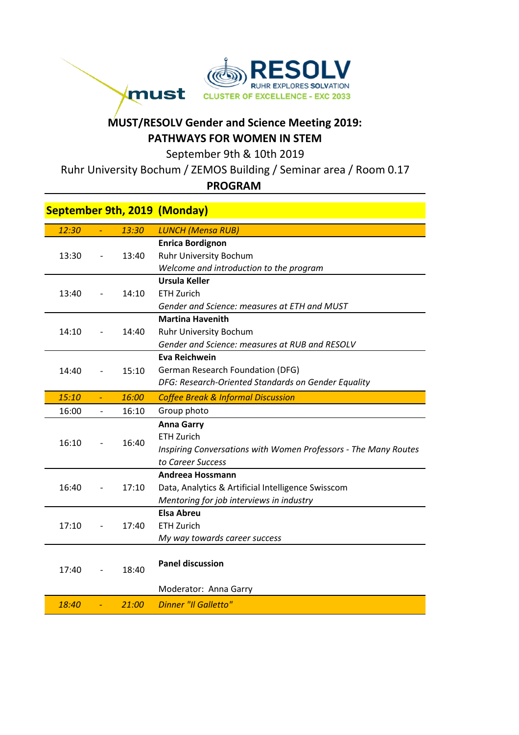# MUST/RESOLV Gender and Science Meeting 2019:
# PATHWAYS FOR WOMEN IN STEM

September 9th & 10th 2019

Ruhr University Bochum / ZEMOS Building / Seminar area / Room 0.17

**PROGRAM**

## September 9th, 2019 (Monday)

| Start | | End | Program |
|---|---|---|---|
| *12:30* | - | *13:30* | *LUNCH (Mensa RUB)* |
| 13:30 | - | 13:40 | **Enrica Bordignon**<br>Ruhr University Bochum<br>*Welcome and introduction to the program* |
| 13:40 | - | 14:10 | **Ursula Keller**<br>ETH Zurich<br>*Gender and Science: measures at ETH and MUST* |
| 14:10 | - | 14:40 | **Martina Havenith**<br>Ruhr University Bochum<br>*Gender and Science: measures at RUB and RESOLV* |
| 14:40 | - | 15:10 | **Eva Reichwein**<br>German Research Foundation (DFG)<br>*DFG: Research-Oriented Standards on Gender Equality* |
| *15:10* | - | *16:00* | *Coffee Break & Informal Discussion* |
| 16:00 | - | 16:10 | Group photo |
| 16:10 | - | 16:40 | **Anna Garry**<br>ETH Zurich<br>*Inspiring Conversations with Women Professors - The Many Routes to Career Success* |
| 16:40 | - | 17:10 | **Andreea Hossmann**<br>Data, Analytics & Artificial Intelligence Swisscom<br>*Mentoring for job interviews in industry* |
| 17:10 | - | 17:40 | **Elsa Abreu**<br>ETH Zurich<br>*My way towards career success* |
| 17:40 | - | 18:40 | **Panel discussion**<br>Moderator: Anna Garry |
| *18:40* | - | *21:00* | *Dinner "Il Galletto"* |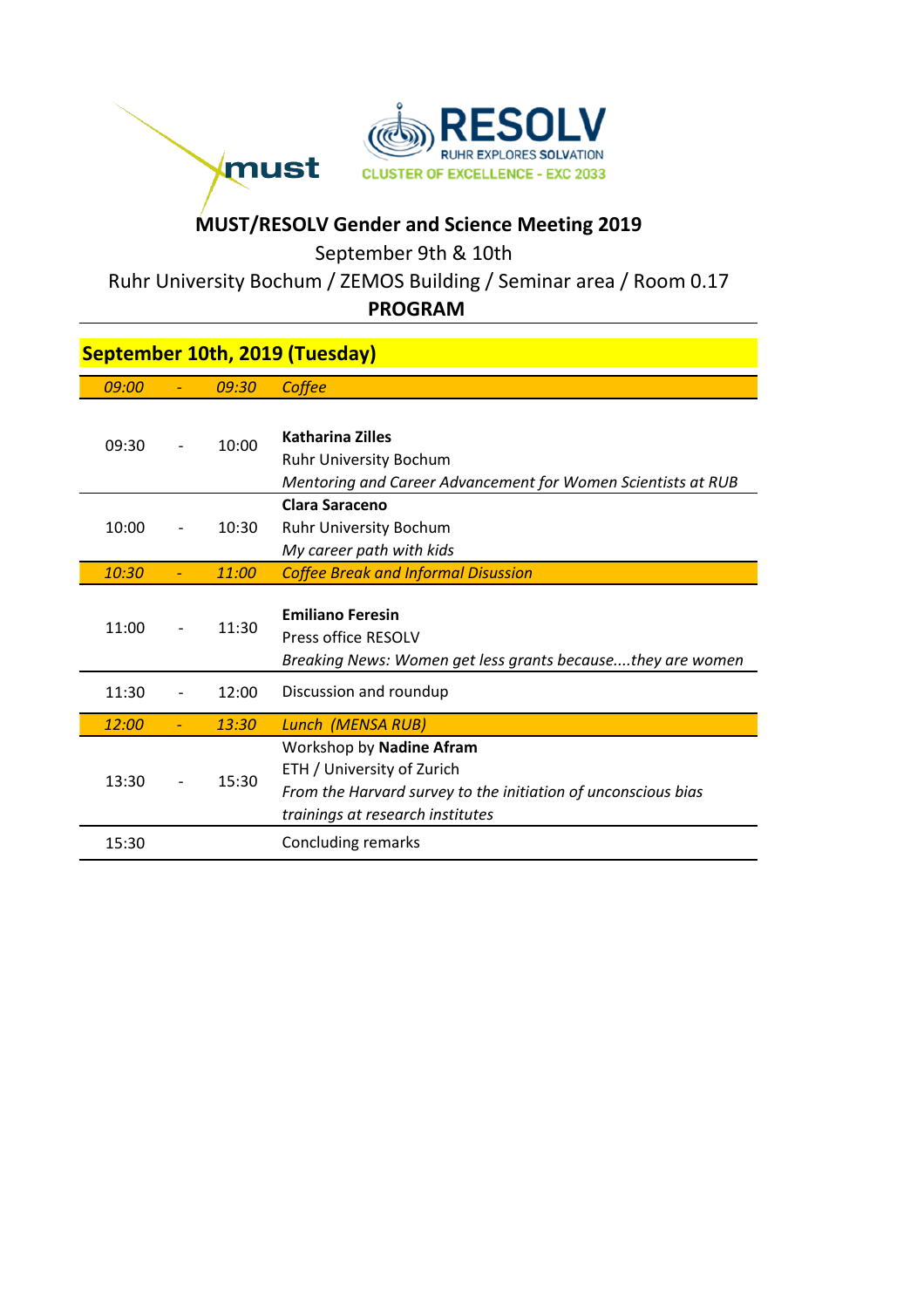must

RESOLV
RUHR EXPLORES SOLVATION
CLUSTER OF EXCELLENCE - EXC 2033

# MUST/RESOLV Gender and Science Meeting 2019

September 9th & 10th

Ruhr University Bochum / ZEMOS Building / Seminar area / Room 0.17

**PROGRAM**

## September 10th, 2019 (Tuesday)

| | | | |
|---|---|---|---|
| *09:00* | *-* | *09:30* | *Coffee* |
| 09:30 | - | 10:00 | **Katharina Zilles**<br>Ruhr University Bochum<br>*Mentoring and Career Advancement for Women Scientists at RUB* |
| 10:00 | - | 10:30 | **Clara Saraceno**<br>Ruhr University Bochum<br>*My career path with kids* |
| *10:30* | *-* | *11:00* | *Coffee Break and Informal Disussion* |
| 11:00 | - | 11:30 | **Emiliano Feresin**<br>Press office RESOLV<br>*Breaking News: Women get less grants because....they are women* |
| 11:30 | - | 12:00 | Discussion and roundup |
| *12:00* | *-* | *13:30* | *Lunch (MENSA RUB)* |
| 13:30 | - | 15:30 | Workshop by **Nadine Afram**<br>ETH / University of Zurich<br>*From the Harvard survey to the initiation of unconscious bias trainings at research institutes* |
| 15:30 | | | Concluding remarks |